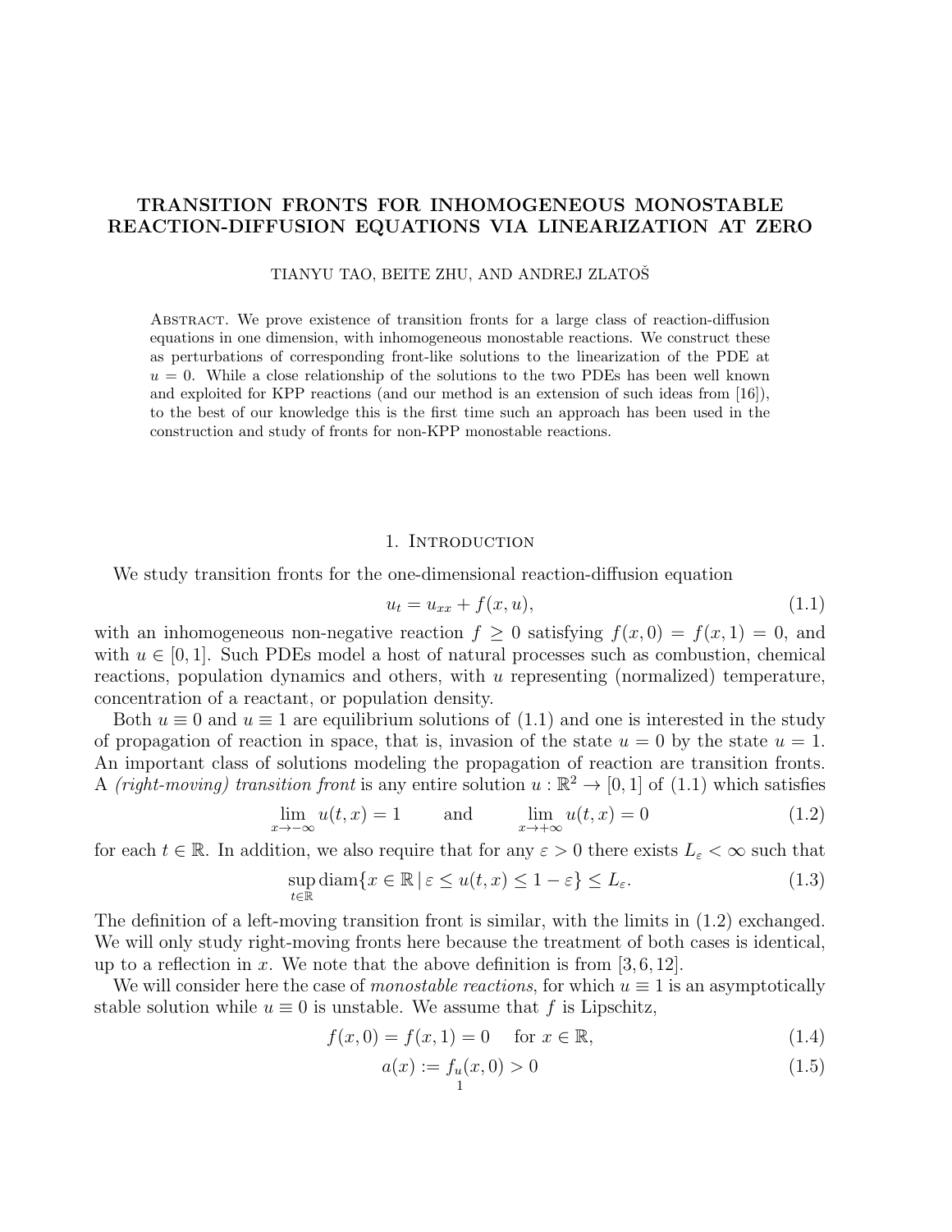# TRANSITION FRONTS FOR INHOMOGENEOUS MONOSTABLE REACTION-DIFFUSION EQUATIONS VIA LINEARIZATION AT ZERO

TIANYU TAO, BEITE ZHU, AND ANDREJ ZLATOŠ

ABSTRACT. We prove existence of transition fronts for a large class of reaction-diffusion equations in one dimension, with inhomogeneous monostable reactions. We construct these as perturbations of corresponding front-like solutions to the linearization of the PDE at $u = 0$. While a close relationship of the solutions to the two PDEs has been well known and exploited for KPP reactions (and our method is an extension of such ideas from [16]), to the best of our knowledge this is the first time such an approach has been used in the construction and study of fronts for non-KPP monostable reactions.

## 1. INTRODUCTION

We study transition fronts for the one-dimensional reaction-diffusion equation

$$u_t = u_{xx} + f(x, u), \tag{1.1}$$

with an inhomogeneous non-negative reaction $f \geq 0$ satisfying $f(x, 0) = f(x, 1) = 0$, and with $u \in [0, 1]$. Such PDEs model a host of natural processes such as combustion, chemical reactions, population dynamics and others, with $u$ representing (normalized) temperature, concentration of a reactant, or population density.

Both $u \equiv 0$ and $u \equiv 1$ are equilibrium solutions of (1.1) and one is interested in the study of propagation of reaction in space, that is, invasion of the state $u = 0$ by the state $u = 1$. An important class of solutions modeling the propagation of reaction are transition fronts. A *(right-moving) transition front* is any entire solution $u : \mathbb{R}^2 \to [0, 1]$ of (1.1) which satisfies

$$\lim_{x \to -\infty} u(t, x) = 1 \qquad \text{and} \qquad \lim_{x \to +\infty} u(t, x) = 0 \tag{1.2}$$

for each $t \in \mathbb{R}$. In addition, we also require that for any $\varepsilon > 0$ there exists $L_\varepsilon < \infty$ such that

$$\sup_{t \in \mathbb{R}} \operatorname{diam}\{x \in \mathbb{R} \,|\, \varepsilon \leq u(t, x) \leq 1 - \varepsilon\} \leq L_\varepsilon. \tag{1.3}$$

The definition of a left-moving transition front is similar, with the limits in (1.2) exchanged. We will only study right-moving fronts here because the treatment of both cases is identical, up to a reflection in $x$. We note that the above definition is from [3, 6, 12].

We will consider here the case of *monostable reactions*, for which $u \equiv 1$ is an asymptotically stable solution while $u \equiv 0$ is unstable. We assume that $f$ is Lipschitz,

$$f(x, 0) = f(x, 1) = 0 \quad \text{ for } x \in \mathbb{R}, \tag{1.4}$$

$$a(x) := f_u(x, 0) > 0 \tag{1.5}$$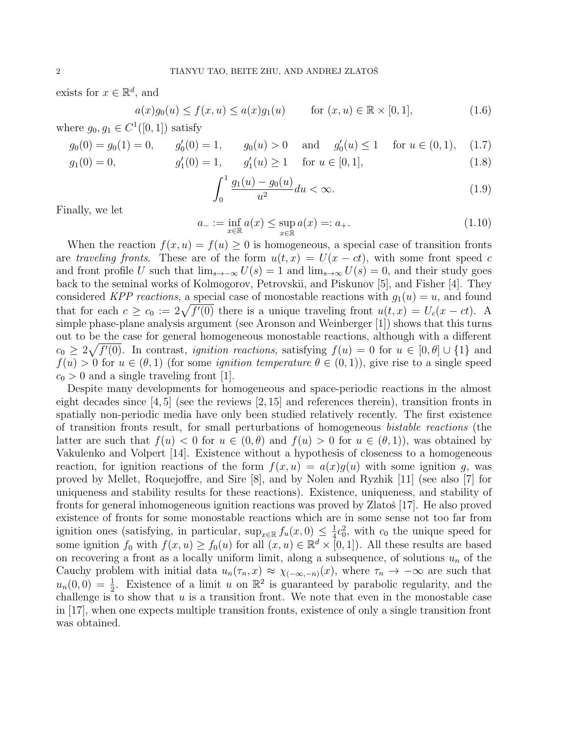exists for $x \in \mathbb{R}^d$, and

$$a(x)g_0(u) \le f(x,u) \le a(x)g_1(u) \qquad \text{for } (x,u) \in \mathbb{R} \times [0,1], \tag{1.6}$$

where $g_0, g_1 \in C^1([0,1])$ satisfy

$$g_0(0) = g_0(1) = 0, \qquad g_0'(0) = 1, \qquad g_0(u) > 0 \quad \text{and} \quad g_0'(u) \le 1 \quad \text{for } u \in (0,1), \tag{1.7}$$

$$g_1(0) = 0, \qquad g_1'(0) = 1, \qquad g_1'(u) \ge 1 \quad \text{for } u \in [0,1], \tag{1.8}$$

$$\int_0^1 \frac{g_1(u) - g_0(u)}{u^2} du < \infty. \tag{1.9}$$

Finally, we let

$$a_- := \inf_{x \in \mathbb{R}} a(x) \le \sup_{x \in \mathbb{R}} a(x) =: a_+. \tag{1.10}$$

When the reaction $f(x,u) = f(u) \ge 0$ is homogeneous, a special case of transition fronts are *traveling fronts*. These are of the form $u(t,x) = U(x - ct)$, with some front speed $c$ and front profile $U$ such that $\lim_{s \to -\infty} U(s) = 1$ and $\lim_{s \to \infty} U(s) = 0$, and their study goes back to the seminal works of Kolmogorov, Petrovskii, and Piskunov [5], and Fisher [4]. They considered *KPP reactions*, a special case of monostable reactions with $g_1(u) = u$, and found that for each $c \ge c_0 := 2\sqrt{f'(0)}$ there is a unique traveling front $u(t,x) = U_c(x - ct)$. A simple phase-plane analysis argument (see Aronson and Weinberger [1]) shows that this turns out to be the case for general homogeneous monostable reactions, although with a different $c_0 \ge 2\sqrt{f'(0)}$. In contrast, *ignition reactions*, satisfying $f(u) = 0$ for $u \in [0,\theta] \cup \{1\}$ and $f(u) > 0$ for $u \in (\theta, 1)$ (for some *ignition temperature* $\theta \in (0,1)$), give rise to a single speed $c_0 > 0$ and a single traveling front [1].

Despite many developments for homogeneous and space-periodic reactions in the almost eight decades since [4, 5] (see the reviews [2, 15] and references therein), transition fronts in spatially non-periodic media have only been studied relatively recently. The first existence of transition fronts result, for small perturbations of homogeneous *bistable reactions* (the latter are such that $f(u) < 0$ for $u \in (0,\theta)$ and $f(u) > 0$ for $u \in (\theta, 1)$), was obtained by Vakulenko and Volpert [14]. Existence without a hypothesis of closeness to a homogeneous reaction, for ignition reactions of the form $f(x,u) = a(x)g(u)$ with some ignition $g$, was proved by Mellet, Roquejoffre, and Sire [8], and by Nolen and Ryzhik [11] (see also [7] for uniqueness and stability results for these reactions). Existence, uniqueness, and stability of fronts for general inhomogeneous ignition reactions was proved by Zlatoš [17]. He also proved existence of fronts for some monostable reactions which are in some sense not too far from ignition ones (satisfying, in particular, $\sup_{x \in \mathbb{R}} f_u(x, 0) \le \frac{1}{4}c_0^2$, with $c_0$ the unique speed for some ignition $f_0$ with $f(x,u) \ge f_0(u)$ for all $(x,u) \in \mathbb{R}^d \times [0,1]$). All these results are based on recovering a front as a locally uniform limit, along a subsequence, of solutions $u_n$ of the Cauchy problem with initial data $u_n(\tau_n, x) \approx \chi_{(-\infty,-n)}(x)$, where $\tau_n \to -\infty$ are such that $u_n(0,0) = \frac{1}{2}$. Existence of a limit $u$ on $\mathbb{R}^2$ is guaranteed by parabolic regularity, and the challenge is to show that $u$ is a transition front. We note that even in the monostable case in [17], when one expects multiple transition fronts, existence of only a single transition front was obtained.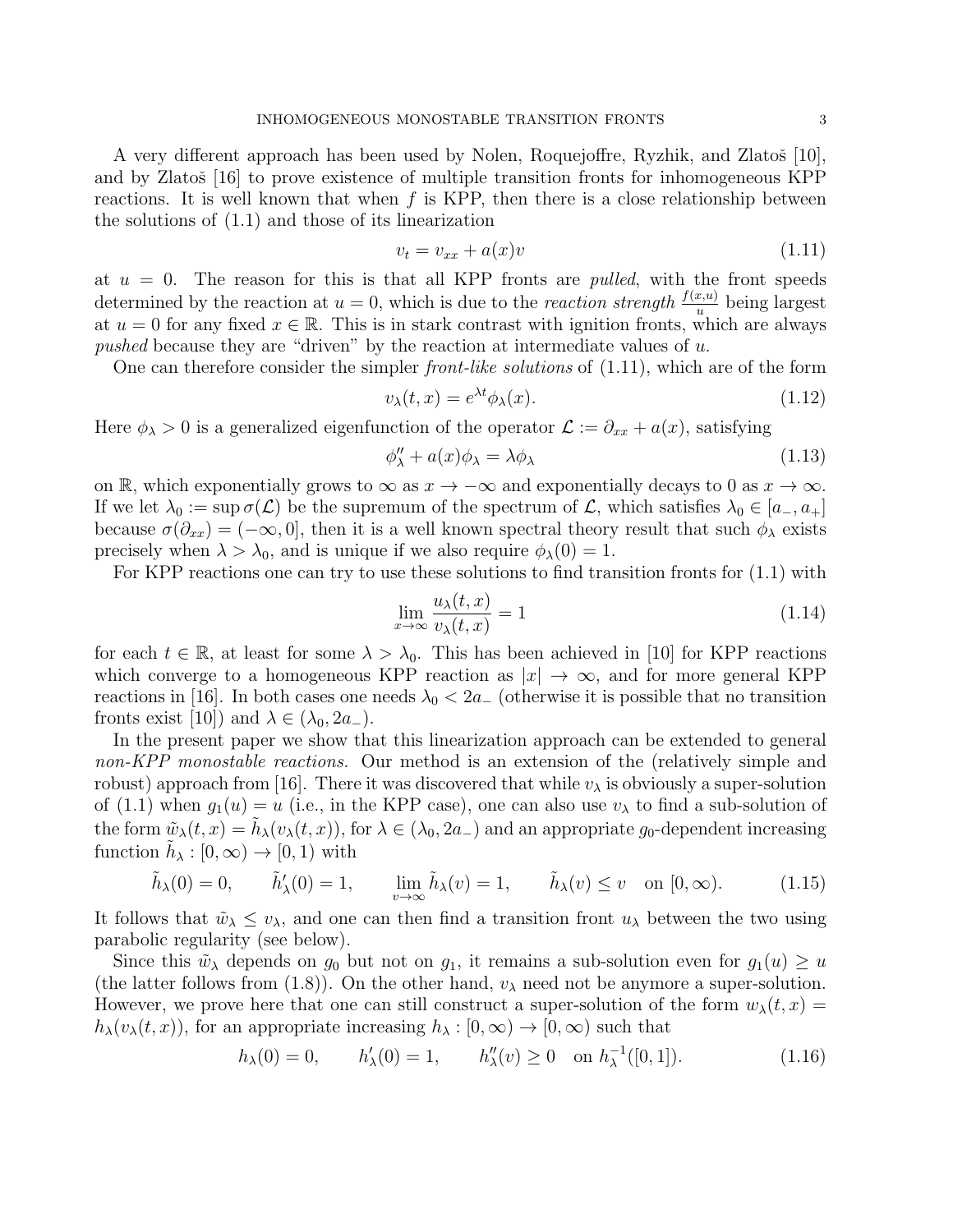A very different approach has been used by Nolen, Roquejoffre, Ryzhik, and Zlatoš [10], and by Zlatoš [16] to prove existence of multiple transition fronts for inhomogeneous KPP reactions. It is well known that when $f$ is KPP, then there is a close relationship between the solutions of (1.1) and those of its linearization

$$v_t = v_{xx} + a(x)v \tag{1.11}$$

at $u = 0$. The reason for this is that all KPP fronts are *pulled*, with the front speeds determined by the reaction at $u = 0$, which is due to the *reaction strength* $\frac{f(x,u)}{u}$ being largest at $u = 0$ for any fixed $x \in \mathbb{R}$. This is in stark contrast with ignition fronts, which are always *pushed* because they are "driven" by the reaction at intermediate values of $u$.

One can therefore consider the simpler *front-like solutions* of (1.11), which are of the form

$$v_\lambda(t,x) = e^{\lambda t}\phi_\lambda(x). \tag{1.12}$$

Here $\phi_\lambda > 0$ is a generalized eigenfunction of the operator $\mathcal{L} := \partial_{xx} + a(x)$, satisfying

$$\phi_\lambda'' + a(x)\phi_\lambda = \lambda\phi_\lambda \tag{1.13}$$

on $\mathbb{R}$, which exponentially grows to $\infty$ as $x \to -\infty$ and exponentially decays to 0 as $x \to \infty$. If we let $\lambda_0 := \sup \sigma(\mathcal{L})$ be the supremum of the spectrum of $\mathcal{L}$, which satisfies $\lambda_0 \in [a_-, a_+]$ because $\sigma(\partial_{xx}) = (-\infty, 0]$, then it is a well known spectral theory result that such $\phi_\lambda$ exists precisely when $\lambda > \lambda_0$, and is unique if we also require $\phi_\lambda(0) = 1$.

For KPP reactions one can try to use these solutions to find transition fronts for (1.1) with

$$\lim_{x\to\infty} \frac{u_\lambda(t,x)}{v_\lambda(t,x)} = 1 \tag{1.14}$$

for each $t \in \mathbb{R}$, at least for some $\lambda > \lambda_0$. This has been achieved in [10] for KPP reactions which converge to a homogeneous KPP reaction as $|x| \to \infty$, and for more general KPP reactions in [16]. In both cases one needs $\lambda_0 < 2a_-$ (otherwise it is possible that no transition fronts exist [10]) and $\lambda \in (\lambda_0, 2a_-)$.

In the present paper we show that this linearization approach can be extended to general *non-KPP monostable reactions.* Our method is an extension of the (relatively simple and robust) approach from [16]. There it was discovered that while $v_\lambda$ is obviously a super-solution of (1.1) when $g_1(u) = u$ (i.e., in the KPP case), one can also use $v_\lambda$ to find a sub-solution of the form $\tilde{w}_\lambda(t,x) = \tilde{h}_\lambda(v_\lambda(t,x))$, for $\lambda \in (\lambda_0, 2a_-)$ and an appropriate $g_0$-dependent increasing function $\tilde{h}_\lambda : [0,\infty) \to [0,1)$ with

$$\tilde{h}_\lambda(0) = 0, \qquad \tilde{h}_\lambda'(0) = 1, \qquad \lim_{v\to\infty} \tilde{h}_\lambda(v) = 1, \qquad \tilde{h}_\lambda(v) \le v \quad \text{on } [0,\infty). \tag{1.15}$$

It follows that $\tilde{w}_\lambda \le v_\lambda$, and one can then find a transition front $u_\lambda$ between the two using parabolic regularity (see below).

Since this $\tilde{w}_\lambda$ depends on $g_0$ but not on $g_1$, it remains a sub-solution even for $g_1(u) \ge u$ (the latter follows from (1.8)). On the other hand, $v_\lambda$ need not be anymore a super-solution. However, we prove here that one can still construct a super-solution of the form $w_\lambda(t,x) = h_\lambda(v_\lambda(t,x))$, for an appropriate increasing $h_\lambda : [0,\infty) \to [0,\infty)$ such that

$$h_\lambda(0) = 0, \qquad h_\lambda'(0) = 1, \qquad h_\lambda''(v) \ge 0 \quad \text{on } h_\lambda^{-1}([0,1]). \tag{1.16}$$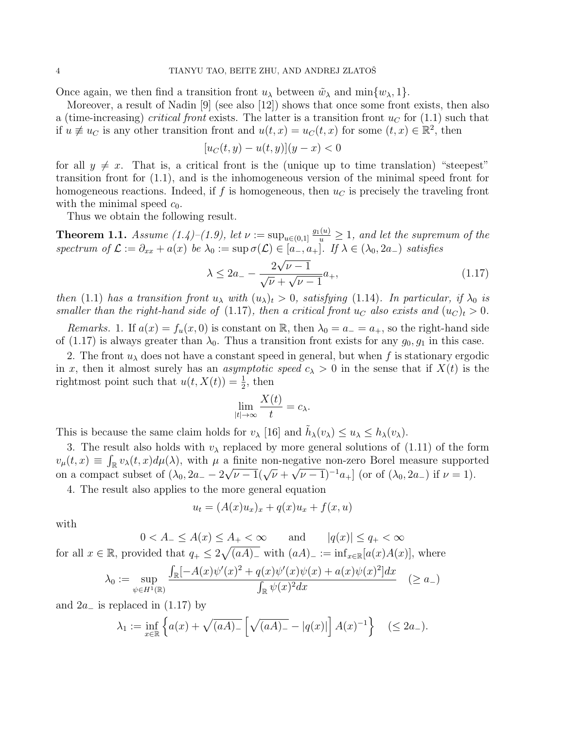Once again, we then find a transition front $u_\lambda$ between $\tilde{w}_\lambda$ and $\min\{w_\lambda, 1\}$.

Moreover, a result of Nadin [9] (see also [12]) shows that once some front exists, then also a (time-increasing) *critical front* exists. The latter is a transition front $u_C$ for (1.1) such that if $u \not\equiv u_C$ is any other transition front and $u(t,x) = u_C(t,x)$ for some $(t,x) \in \mathbb{R}^2$, then

$$[u_C(t,y) - u(t,y)](y-x) < 0$$

for all $y \neq x$. That is, a critical front is the (unique up to time translation) "steepest" transition front for (1.1), and is the inhomogeneous version of the minimal speed front for homogeneous reactions. Indeed, if $f$ is homogeneous, then $u_C$ is precisely the traveling front with the minimal speed $c_0$.

Thus we obtain the following result.

**Theorem 1.1.** *Assume (1.4)–(1.9), let $\nu := \sup_{u\in(0,1]} \frac{g_1(u)}{u} \geq 1$, and let the supremum of the spectrum of $\mathcal{L} := \partial_{xx} + a(x)$ be $\lambda_0 := \sup \sigma(\mathcal{L}) \in [a_-, a_+]$. If $\lambda \in (\lambda_0, 2a_-)$ satisfies*

$$\lambda \leq 2a_- - \frac{2\sqrt{\nu - 1}}{\sqrt{\nu} + \sqrt{\nu - 1}} a_+, \tag{1.17}$$

*then* (1.1) *has a transition front $u_\lambda$ with $(u_\lambda)_t > 0$, satisfying* (1.14)*. In particular, if $\lambda_0$ is smaller than the right-hand side of* (1.17)*, then a critical front $u_C$ also exists and $(u_C)_t > 0$.*

*Remarks.* 1. If $a(x) = f_u(x,0)$ is constant on $\mathbb{R}$, then $\lambda_0 = a_- = a_+$, so the right-hand side of (1.17) is always greater than $\lambda_0$. Thus a transition front exists for any $g_0, g_1$ in this case.

2. The front $u_\lambda$ does not have a constant speed in general, but when $f$ is stationary ergodic in $x$, then it almost surely has an *asymptotic speed* $c_\lambda > 0$ in the sense that if $X(t)$ is the rightmost point such that $u(t, X(t)) = \frac{1}{2}$, then

$$\lim_{|t|\to\infty} \frac{X(t)}{t} = c_\lambda.$$

This is because the same claim holds for $v_\lambda$ [16] and $\tilde{h}_\lambda(v_\lambda) \leq u_\lambda \leq h_\lambda(v_\lambda)$.

3. The result also holds with $v_\lambda$ replaced by more general solutions of (1.11) of the form $v_\mu(t,x) \equiv \int_{\mathbb{R}} v_\lambda(t,x) d\mu(\lambda)$, with $\mu$ a finite non-negative non-zero Borel measure supported on a compact subset of $(\lambda_0, 2a_- - 2\sqrt{\nu-1}(\sqrt{\nu} + \sqrt{\nu - 1})^{-1} a_+]$ (or of $(\lambda_0, 2a_-)$ if $\nu = 1$).

4. The result also applies to the more general equation

$$u_t = (A(x)u_x)_x + q(x)u_x + f(x,u)$$

with

$$0 < A_- \leq A(x) \leq A_+ < \infty \qquad \text{and} \qquad |q(x)| \leq q_+ < \infty$$

for all $x \in \mathbb{R}$, provided that $q_+ \leq 2\sqrt{(aA)_-}$ with $(aA)_- := \inf_{x\in\mathbb{R}}[a(x)A(x)]$, where

$$\lambda_0 := \sup_{\psi \in H^1(\mathbb{R})} \frac{\int_{\mathbb{R}}[-A(x)\psi'(x)^2 + q(x)\psi'(x)\psi(x) + a(x)\psi(x)^2]dx}{\int_{\mathbb{R}} \psi(x)^2 dx} \quad (\geq a_-)$$

and $2a_-$ is replaced in (1.17) by

$$\lambda_1 := \inf_{x\in\mathbb{R}} \left\{ a(x) + \sqrt{(aA)_-}\left[\sqrt{(aA)_-} - |q(x)|\right] A(x)^{-1} \right\} \quad (\leq 2a_-).$$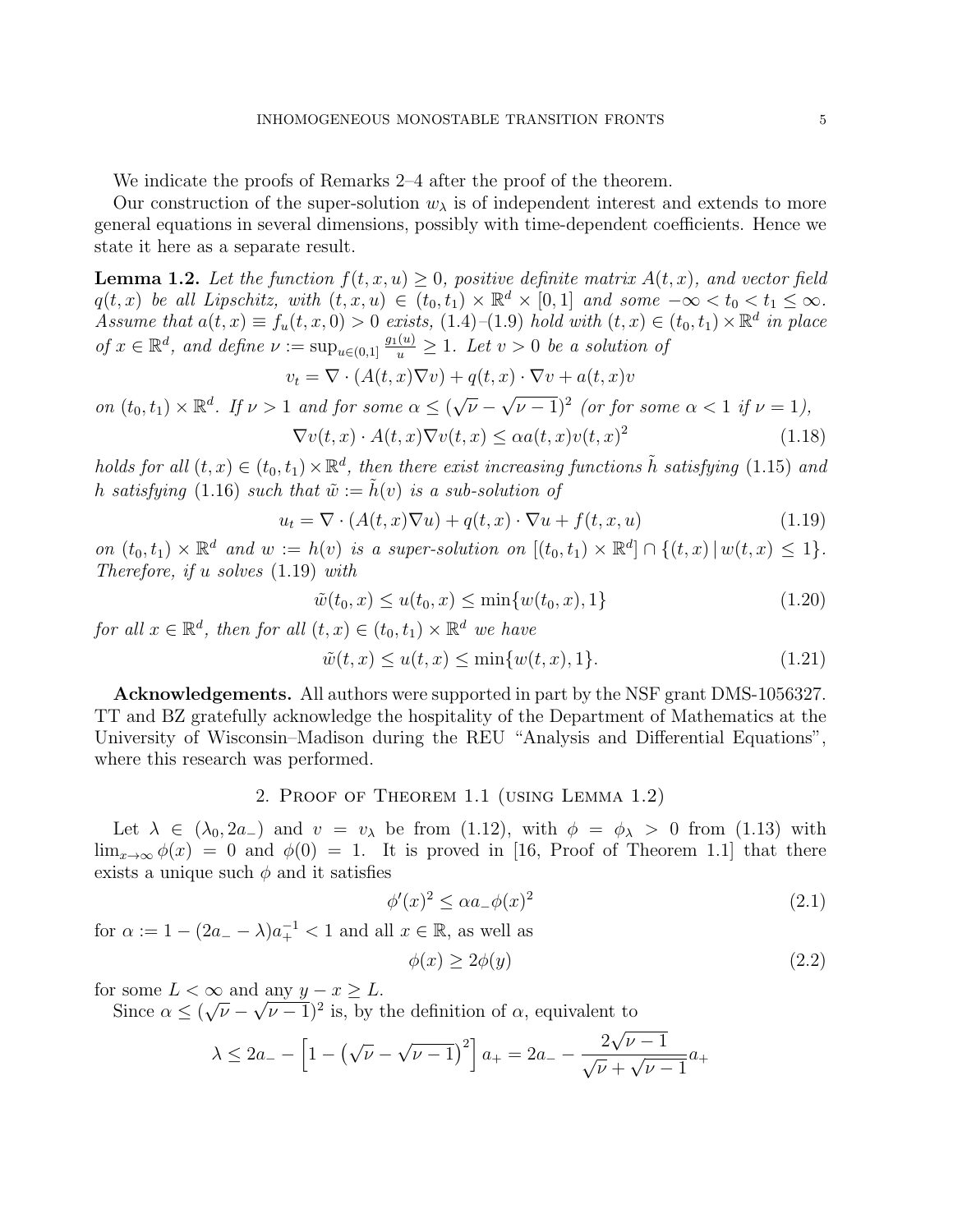We indicate the proofs of Remarks 2–4 after the proof of the theorem.

Our construction of the super-solution $w_\lambda$ is of independent interest and extends to more general equations in several dimensions, possibly with time-dependent coefficients. Hence we state it here as a separate result.

**Lemma 1.2.** *Let the function $f(t,x,u) \ge 0$, positive definite matrix $A(t,x)$, and vector field $q(t,x)$ be all Lipschitz, with $(t,x,u) \in (t_0,t_1) \times \mathbb{R}^d \times [0,1]$ and some $-\infty < t_0 < t_1 \le \infty$. Assume that $a(t,x) \equiv f_u(t,x,0) > 0$ exists, (1.4)–(1.9) hold with $(t,x) \in (t_0,t_1) \times \mathbb{R}^d$ in place of $x \in \mathbb{R}^d$, and define $\nu := \sup_{u \in (0,1]} \frac{g_1(u)}{u} \ge 1$. Let $v > 0$ be a solution of*

$$v_t = \nabla \cdot (A(t,x)\nabla v) + q(t,x) \cdot \nabla v + a(t,x) v$$

*on $(t_0,t_1) \times \mathbb{R}^d$. If $\nu > 1$ and for some $\alpha \le (\sqrt{\nu} - \sqrt{\nu - 1})^2$ (or for some $\alpha < 1$ if $\nu = 1$),*

$$\nabla v(t,x) \cdot A(t,x) \nabla v(t,x) \le \alpha a(t,x) v(t,x)^2 \tag{1.18}$$

*holds for all $(t,x) \in (t_0,t_1) \times \mathbb{R}^d$, then there exist increasing functions $\tilde{h}$ satisfying (1.15) and $h$ satisfying (1.16) such that $\tilde{w} := \tilde{h}(v)$ is a sub-solution of*

$$u_t = \nabla \cdot (A(t,x)\nabla u) + q(t,x) \cdot \nabla u + f(t,x,u) \tag{1.19}$$

*on $(t_0,t_1) \times \mathbb{R}^d$ and $w := h(v)$ is a super-solution on $[(t_0,t_1) \times \mathbb{R}^d] \cap \{(t,x) \,|\, w(t,x) \le 1\}$. Therefore, if $u$ solves (1.19) with*

$$\tilde{w}(t_0,x) \le u(t_0,x) \le \min\{w(t_0,x), 1\} \tag{1.20}$$

*for all $x \in \mathbb{R}^d$, then for all $(t,x) \in (t_0,t_1) \times \mathbb{R}^d$ we have*

$$\tilde{w}(t,x) \le u(t,x) \le \min\{w(t,x), 1\}. \tag{1.21}$$

**Acknowledgements.** All authors were supported in part by the NSF grant DMS-1056327. TT and BZ gratefully acknowledge the hospitality of the Department of Mathematics at the University of Wisconsin–Madison during the REU "Analysis and Differential Equations", where this research was performed.

## 2. Proof of Theorem 1.1 (using Lemma 1.2)

Let $\lambda \in (\lambda_0, 2a_-)$ and $v = v_\lambda$ be from (1.12), with $\phi = \phi_\lambda > 0$ from (1.13) with $\lim_{x \to \infty} \phi(x) = 0$ and $\phi(0) = 1$. It is proved in [16, Proof of Theorem 1.1] that there exists a unique such $\phi$ and it satisfies

$$\phi'(x)^2 \le \alpha a_- \phi(x)^2 \tag{2.1}$$

for $\alpha := 1 - (2a_- - \lambda)a_+^{-1} < 1$ and all $x \in \mathbb{R}$, as well as

$$\phi(x) \ge 2\phi(y) \tag{2.2}$$

for some $L < \infty$ and any $y - x \ge L$.

Since $\alpha \le (\sqrt{\nu} - \sqrt{\nu - 1})^2$ is, by the definition of $\alpha$, equivalent to

$$\lambda \le 2a_- - \left[1 - \left(\sqrt{\nu} - \sqrt{\nu - 1}\right)^2\right] a_+ = 2a_- - \frac{2\sqrt{\nu - 1}}{\sqrt{\nu} + \sqrt{\nu - 1}} a_+$$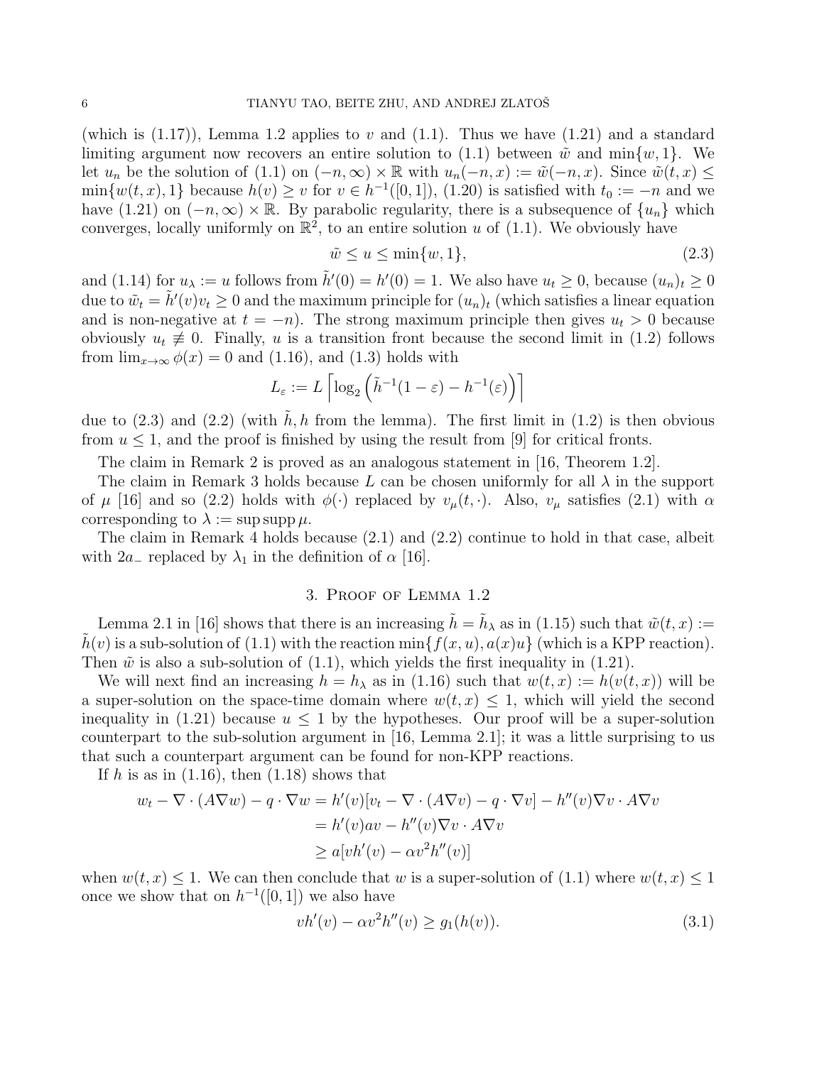(which is (1.17)), Lemma 1.2 applies to $v$ and (1.1). Thus we have (1.21) and a standard limiting argument now recovers an entire solution to (1.1) between $\tilde{w}$ and $\min\{w, 1\}$. We let $u_n$ be the solution of (1.1) on $(-n, \infty) \times \mathbb{R}$ with $u_n(-n, x) := \tilde{w}(-n, x)$. Since $\tilde{w}(t, x) \leq \min\{w(t, x), 1\}$ because $h(v) \geq v$ for $v \in h^{-1}([0, 1])$, (1.20) is satisfied with $t_0 := -n$ and we have (1.21) on $(-n, \infty) \times \mathbb{R}$. By parabolic regularity, there is a subsequence of $\{u_n\}$ which converges, locally uniformly on $\mathbb{R}^2$, to an entire solution $u$ of (1.1). We obviously have

$$\tilde{w} \leq u \leq \min\{w, 1\}, \tag{2.3}$$

and (1.14) for $u_\lambda := u$ follows from $\tilde{h}'(0) = h'(0) = 1$. We also have $u_t \geq 0$, because $(u_n)_t \geq 0$ due to $\tilde{w}_t = \tilde{h}'(v)v_t \geq 0$ and the maximum principle for $(u_n)_t$ (which satisfies a linear equation and is non-negative at $t = -n$). The strong maximum principle then gives $u_t > 0$ because obviously $u_t \not\equiv 0$. Finally, $u$ is a transition front because the second limit in (1.2) follows from $\lim_{x\to\infty} \phi(x) = 0$ and (1.16), and (1.3) holds with

$$L_\varepsilon := L \left\lceil \log_2 \left( \tilde{h}^{-1}(1 - \varepsilon) - h^{-1}(\varepsilon) \right) \right\rceil$$

due to (2.3) and (2.2) (with $\tilde{h}, h$ from the lemma). The first limit in (1.2) is then obvious from $u \leq 1$, and the proof is finished by using the result from [9] for critical fronts.

The claim in Remark 2 is proved as an analogous statement in [16, Theorem 1.2].

The claim in Remark 3 holds because $L$ can be chosen uniformly for all $\lambda$ in the support of $\mu$ [16] and so (2.2) holds with $\phi(\cdot)$ replaced by $v_\mu(t, \cdot)$. Also, $v_\mu$ satisfies (2.1) with $\alpha$ corresponding to $\lambda := \sup \operatorname{supp} \mu$.

The claim in Remark 4 holds because (2.1) and (2.2) continue to hold in that case, albeit with $2a_-$ replaced by $\lambda_1$ in the definition of $\alpha$ [16].

## 3. Proof of Lemma 1.2

Lemma 2.1 in [16] shows that there is an increasing $\tilde{h} = \tilde{h}_\lambda$ as in (1.15) such that $\tilde{w}(t, x) := \tilde{h}(v)$ is a sub-solution of (1.1) with the reaction $\min\{f(x, u), a(x)u\}$ (which is a KPP reaction). Then $\tilde{w}$ is also a sub-solution of (1.1), which yields the first inequality in (1.21).

We will next find an increasing $h = h_\lambda$ as in (1.16) such that $w(t, x) := h(v(t, x))$ will be a super-solution on the space-time domain where $w(t, x) \leq 1$, which will yield the second inequality in (1.21) because $u \leq 1$ by the hypotheses. Our proof will be a super-solution counterpart to the sub-solution argument in [16, Lemma 2.1]; it was a little surprising to us that such a counterpart argument can be found for non-KPP reactions.

If $h$ is as in (1.16), then (1.18) shows that

$$\begin{aligned}
w_t - \nabla \cdot (A\nabla w) - q \cdot \nabla w &= h'(v)[v_t - \nabla \cdot (A\nabla v) - q \cdot \nabla v] - h''(v)\nabla v \cdot A\nabla v \\
&= h'(v)av - h''(v)\nabla v \cdot A\nabla v \\
&\geq a[vh'(v) - \alpha v^2 h''(v)]
\end{aligned}$$

when $w(t, x) \leq 1$. We can then conclude that $w$ is a super-solution of (1.1) where $w(t, x) \leq 1$ once we show that on $h^{-1}([0, 1])$ we also have

$$vh'(v) - \alpha v^2 h''(v) \geq g_1(h(v)). \tag{3.1}$$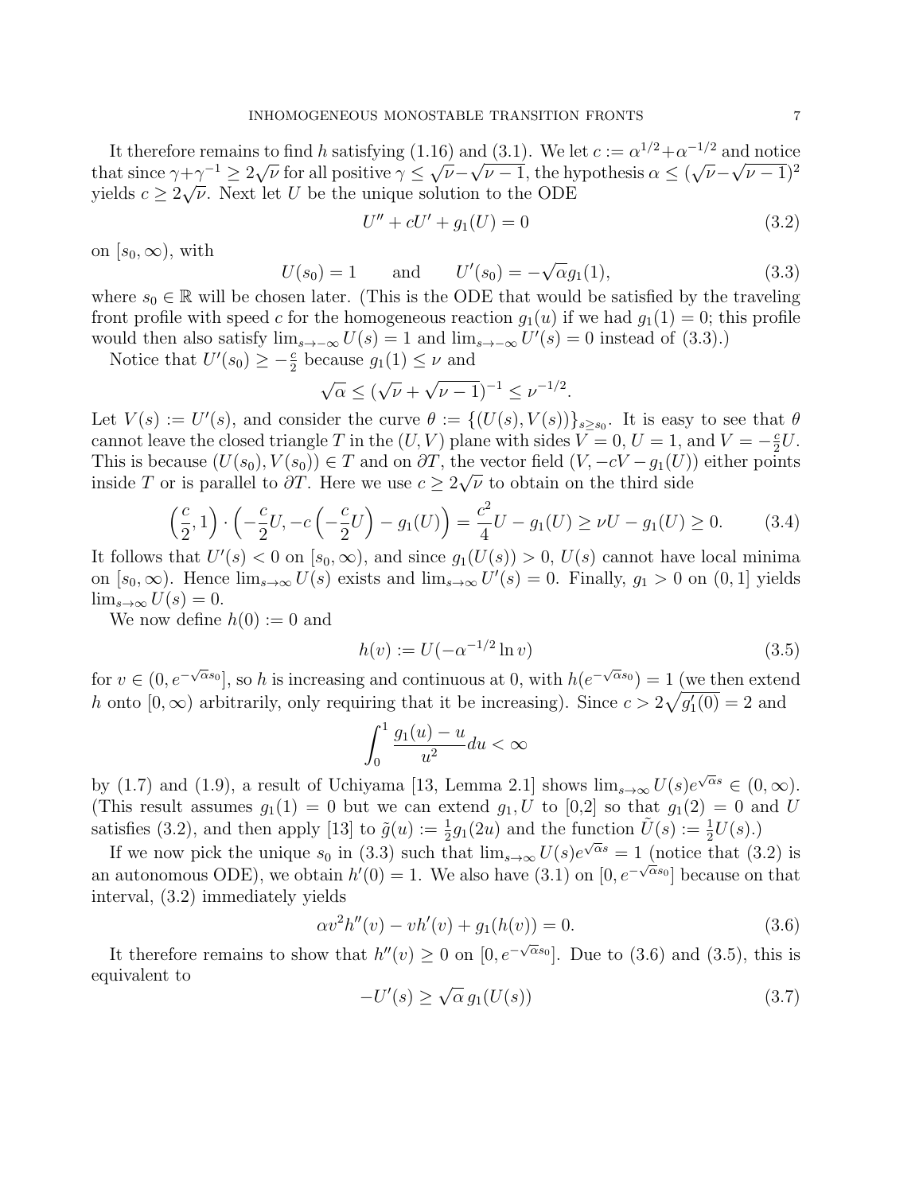It therefore remains to find $h$ satisfying (1.16) and (3.1). We let $c := \alpha^{1/2} + \alpha^{-1/2}$ and notice that since $\gamma + \gamma^{-1} \geq 2\sqrt{\nu}$ for all positive $\gamma \leq \sqrt{\nu} - \sqrt{\nu - 1}$, the hypothesis $\alpha \leq (\sqrt{\nu} - \sqrt{\nu - 1})^2$ yields $c \geq 2\sqrt{\nu}$. Next let $U$ be the unique solution to the ODE

$$U'' + cU' + g_1(U) = 0 \tag{3.2}$$

on $[s_0, \infty)$, with

$$U(s_0) = 1 \qquad \text{and} \qquad U'(s_0) = -\sqrt{\alpha}\, g_1(1), \tag{3.3}$$

where $s_0 \in \mathbb{R}$ will be chosen later. (This is the ODE that would be satisfied by the traveling front profile with speed $c$ for the homogeneous reaction $g_1(u)$ if we had $g_1(1) = 0$; this profile would then also satisfy $\lim_{s \to -\infty} U(s) = 1$ and $\lim_{s \to -\infty} U'(s) = 0$ instead of (3.3).)

Notice that $U'(s_0) \geq -\frac{c}{2}$ because $g_1(1) \leq \nu$ and

$$\sqrt{\alpha} \leq (\sqrt{\nu} + \sqrt{\nu - 1})^{-1} \leq \nu^{-1/2}.$$

Let $V(s) := U'(s)$, and consider the curve $\theta := \{(U(s), V(s))\}_{s \geq s_0}$. It is easy to see that $\theta$ cannot leave the closed triangle $T$ in the $(U, V)$ plane with sides $V = 0$, $U = 1$, and $V = -\frac{c}{2}U$. This is because $(U(s_0), V(s_0)) \in T$ and on $\partial T$, the vector field $(V, -cV - g_1(U))$ either points inside $T$ or is parallel to $\partial T$. Here we use $c \geq 2\sqrt{\nu}$ to obtain on the third side

$$\left(\frac{c}{2}, 1\right) \cdot \left(-\frac{c}{2}U, -c\left(-\frac{c}{2}U\right) - g_1(U)\right) = \frac{c^2}{4}U - g_1(U) \geq \nu U - g_1(U) \geq 0. \tag{3.4}$$

It follows that $U'(s) < 0$ on $[s_0, \infty)$, and since $g_1(U(s)) > 0$, $U(s)$ cannot have local minima on $[s_0, \infty)$. Hence $\lim_{s \to \infty} U(s)$ exists and $\lim_{s \to \infty} U'(s) = 0$. Finally, $g_1 > 0$ on $(0, 1]$ yields $\lim_{s \to \infty} U(s) = 0$.

We now define $h(0) := 0$ and

$$h(v) := U(-\alpha^{-1/2} \ln v) \tag{3.5}$$

for $v \in (0, e^{-\sqrt{\alpha} s_0}]$, so $h$ is increasing and continuous at 0, with $h(e^{-\sqrt{\alpha} s_0}) = 1$ (we then extend $h$ onto $[0, \infty)$ arbitrarily, only requiring that it be increasing). Since $c > 2\sqrt{g_1'(0)} = 2$ and

$$\int_0^1 \frac{g_1(u) - u}{u^2} du < \infty$$

by (1.7) and (1.9), a result of Uchiyama [13, Lemma 2.1] shows $\lim_{s \to \infty} U(s) e^{\sqrt{\alpha} s} \in (0, \infty)$. (This result assumes $g_1(1) = 0$ but we can extend $g_1, U$ to [0,2] so that $g_1(2) = 0$ and $U$ satisfies (3.2), and then apply [13] to $\tilde{g}(u) := \frac{1}{2} g_1(2u)$ and the function $\tilde{U}(s) := \frac{1}{2} U(s)$.)

If we now pick the unique $s_0$ in (3.3) such that $\lim_{s \to \infty} U(s) e^{\sqrt{\alpha} s} = 1$ (notice that (3.2) is an autonomous ODE), we obtain $h'(0) = 1$. We also have (3.1) on $[0, e^{-\sqrt{\alpha} s_0}]$ because on that interval, (3.2) immediately yields

$$\alpha v^2 h''(v) - v h'(v) + g_1(h(v)) = 0. \tag{3.6}$$

It therefore remains to show that $h''(v) \geq 0$ on $[0, e^{-\sqrt{\alpha} s_0}]$. Due to (3.6) and (3.5), this is equivalent to

$$-U'(s) \geq \sqrt{\alpha}\, g_1(U(s)) \tag{3.7}$$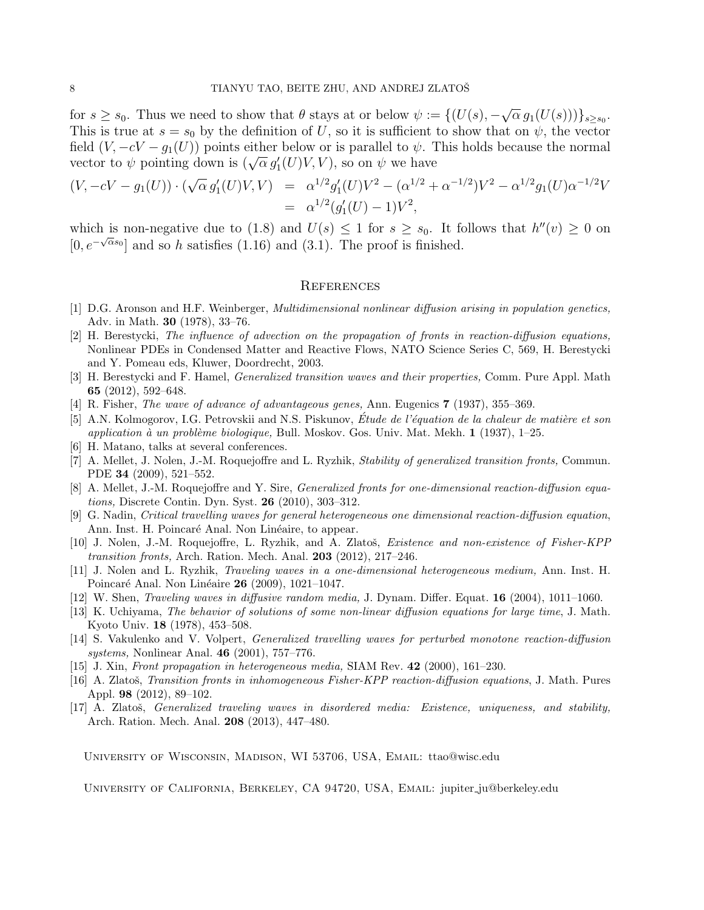for $s \geq s_0$. Thus we need to show that $\theta$ stays at or below $\psi := \{(U(s), -\sqrt{\alpha}\, g_1(U(s)))\}_{s \geq s_0}$. This is true at $s = s_0$ by the definition of $U$, so it is sufficient to show that on $\psi$, the vector field $(V, -cV - g_1(U))$ points either below or is parallel to $\psi$. This holds because the normal vector to $\psi$ pointing down is $(\sqrt{\alpha}\, g_1'(U)V, V)$, so on $\psi$ we have

$$
\begin{aligned}
(V, -cV - g_1(U)) \cdot (\sqrt{\alpha}\, g_1'(U)V, V) &= \alpha^{1/2} g_1'(U)V^2 - (\alpha^{1/2} + \alpha^{-1/2})V^2 - \alpha^{1/2} g_1(U)\alpha^{-1/2}V \\
&= \alpha^{1/2}(g_1'(U) - 1)V^2,
\end{aligned}
$$

which is non-negative due to (1.8) and $U(s) \leq 1$ for $s \geq s_0$. It follows that $h''(v) \geq 0$ on $[0, e^{-\sqrt{\alpha}s_0}]$ and so $h$ satisfies (1.16) and (3.1). The proof is finished.

## References

[1] D.G. Aronson and H.F. Weinberger, *Multidimensional nonlinear diffusion arising in population genetics,* Adv. in Math. **30** (1978), 33–76.

[2] H. Berestycki, *The influence of advection on the propagation of fronts in reaction-diffusion equations,* Nonlinear PDEs in Condensed Matter and Reactive Flows, NATO Science Series C, 569, H. Berestycki and Y. Pomeau eds, Kluwer, Doordrecht, 2003.

[3] H. Berestycki and F. Hamel, *Generalized transition waves and their properties,* Comm. Pure Appl. Math **65** (2012), 592–648.

[4] R. Fisher, *The wave of advance of advantageous genes,* Ann. Eugenics **7** (1937), 355–369.

[5] A.N. Kolmogorov, I.G. Petrovskii and N.S. Piskunov, *Étude de l'équation de la chaleur de matière et son application à un problème biologique,* Bull. Moskov. Gos. Univ. Mat. Mekh. **1** (1937), 1–25.

[6] H. Matano, talks at several conferences.

[7] A. Mellet, J. Nolen, J.-M. Roquejoffre and L. Ryzhik, *Stability of generalized transition fronts,* Commun. PDE **34** (2009), 521–552.

[8] A. Mellet, J.-M. Roquejoffre and Y. Sire, *Generalized fronts for one-dimensional reaction-diffusion equations,* Discrete Contin. Dyn. Syst. **26** (2010), 303–312.

[9] G. Nadin, *Critical travelling waves for general heterogeneous one dimensional reaction-diffusion equation*, Ann. Inst. H. Poincaré Anal. Non Linéaire, to appear.

[10] J. Nolen, J.-M. Roquejoffre, L. Ryzhik, and A. Zlatoš, *Existence and non-existence of Fisher-KPP transition fronts,* Arch. Ration. Mech. Anal. **203** (2012), 217–246.

[11] J. Nolen and L. Ryzhik, *Traveling waves in a one-dimensional heterogeneous medium,* Ann. Inst. H. Poincaré Anal. Non Linéaire **26** (2009), 1021–1047.

[12] W. Shen, *Traveling waves in diffusive random media,* J. Dynam. Differ. Equat. **16** (2004), 1011–1060.

[13] K. Uchiyama, *The behavior of solutions of some non-linear diffusion equations for large time*, J. Math. Kyoto Univ. **18** (1978), 453–508.

[14] S. Vakulenko and V. Volpert, *Generalized travelling waves for perturbed monotone reaction-diffusion systems,* Nonlinear Anal. **46** (2001), 757–776.

[15] J. Xin, *Front propagation in heterogeneous media,* SIAM Rev. **42** (2000), 161–230.

[16] A. Zlatoš, *Transition fronts in inhomogeneous Fisher-KPP reaction-diffusion equations*, J. Math. Pures Appl. **98** (2012), 89–102.

[17] A. Zlatoš, *Generalized traveling waves in disordered media: Existence, uniqueness, and stability,* Arch. Ration. Mech. Anal. **208** (2013), 447–480.

University of Wisconsin, Madison, WI 53706, USA, Email: ttao@wisc.edu

University of California, Berkeley, CA 94720, USA, Email: jupiter_ju@berkeley.edu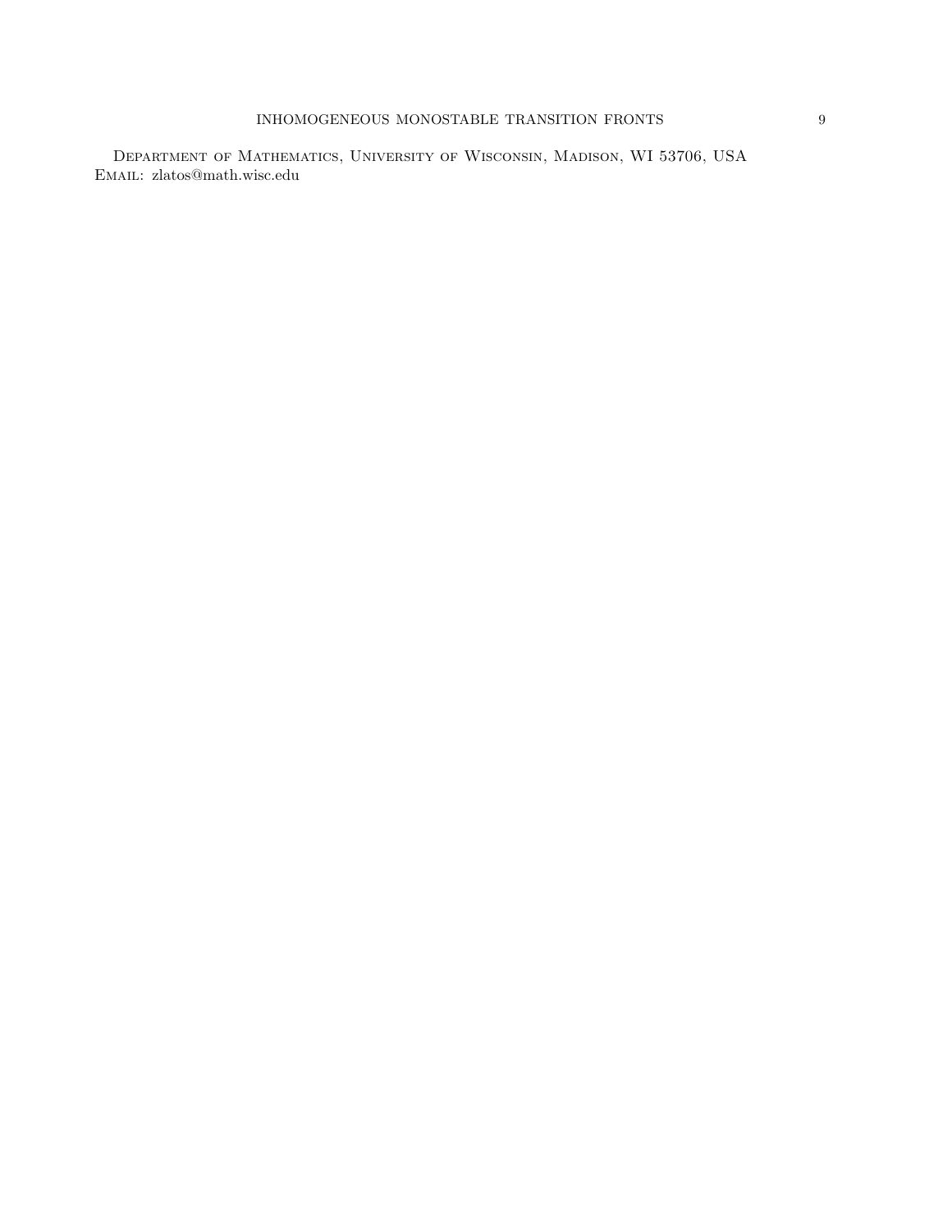Department of Mathematics, University of Wisconsin, Madison, WI 53706, USA
Email: zlatos@math.wisc.edu